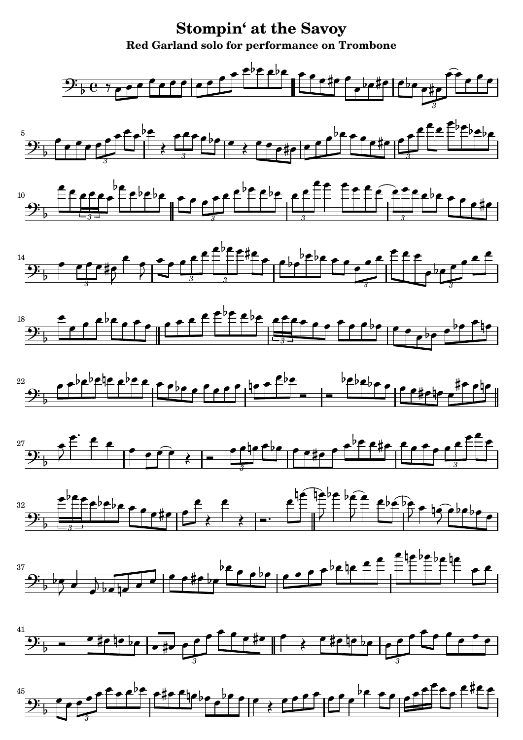# Stompin' at the Savoy

## Red Garland solo for performance on Trombone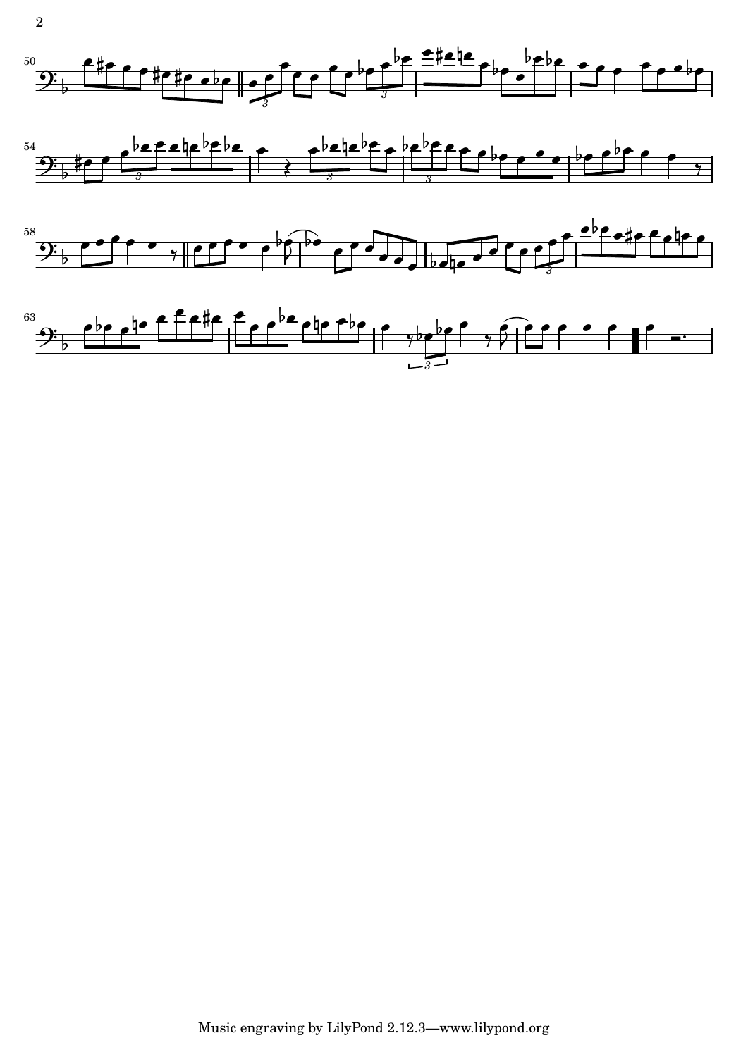Music engraving by LilyPond 2.12.3—www.lilypond.org